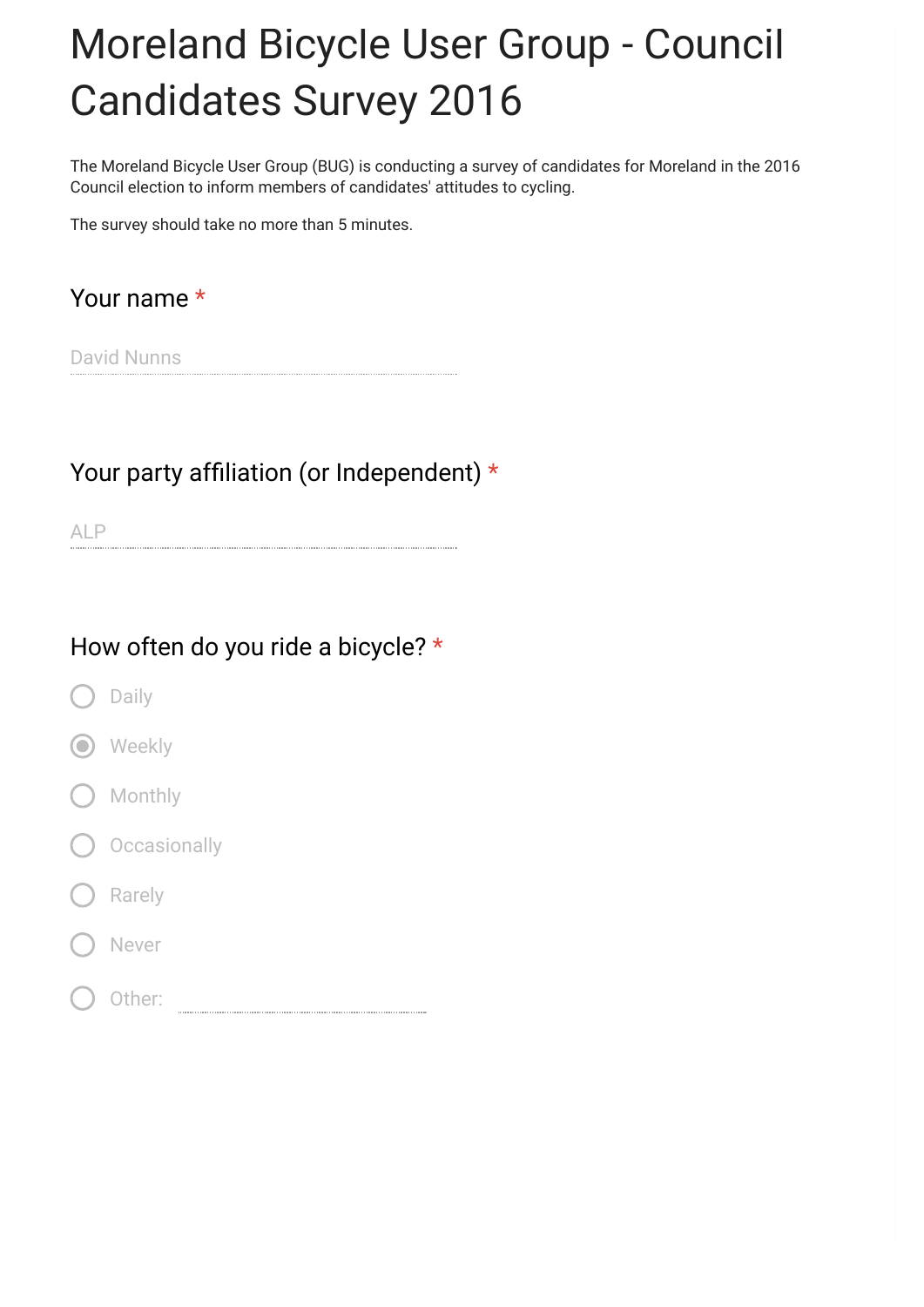# Moreland Bicycle User Group - Council Candidates Survey 2016

The Moreland Bicycle User Group (BUG) is conducting a survey of candidates for Moreland in the 2016 Council election to inform members of candidates' attitudes to cycling.

The survey should take no more than 5 minutes.

## Your name *

David Nunns

## Your party affiliation (or Independent) *

ALP

## How often do you ride a bicycle? *

- ( ) Daily
- (•) Weekly
- ( ) Monthly
- ( ) Occasionally
- ( ) Rarely
- ( ) Never
- ( ) Other: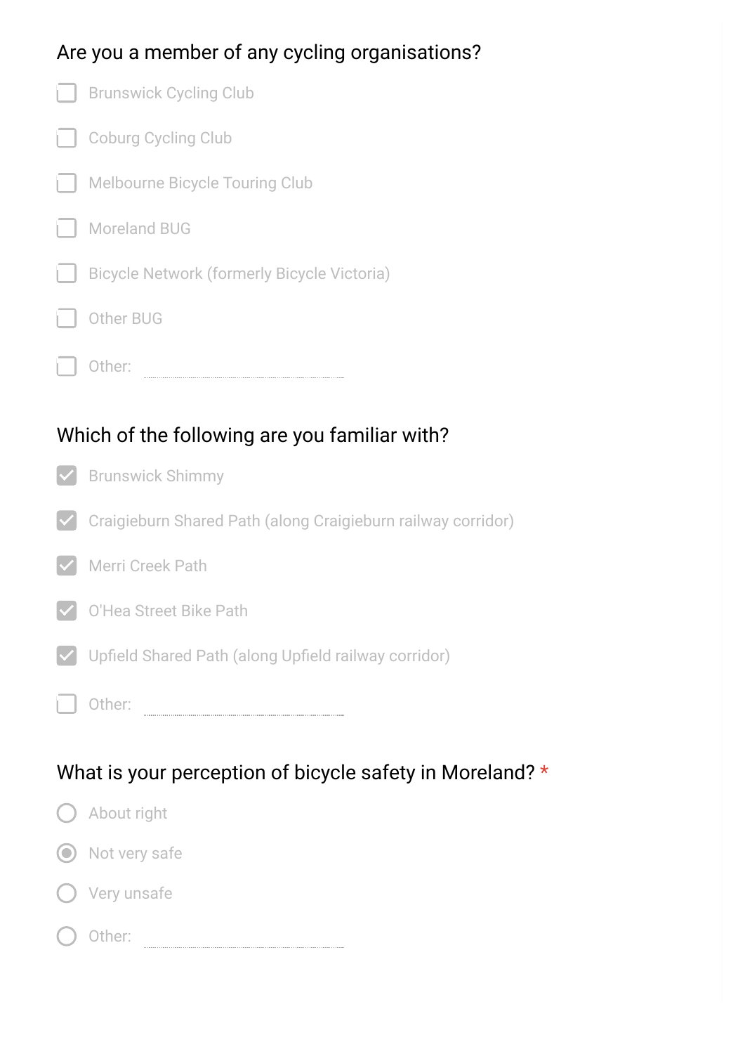Are you a member of any cycling organisations?

- [ ] Brunswick Cycling Club
- [ ] Coburg Cycling Club
- [ ] Melbourne Bicycle Touring Club
- [ ] Moreland BUG
- [ ] Bicycle Network (formerly Bicycle Victoria)
- [ ] Other BUG
- [ ] Other: ______________

Which of the following are you familiar with?

- [x] Brunswick Shimmy
- [x] Craigieburn Shared Path (along Craigieburn railway corridor)
- [x] Merri Creek Path
- [x] O'Hea Street Bike Path
- [x] Upfield Shared Path (along Upfield railway corridor)
- [ ] Other: ______________

What is your perception of bicycle safety in Moreland? *

- ○ About right
- ◉ Not very safe
- ○ Very unsafe
- ○ Other: ______________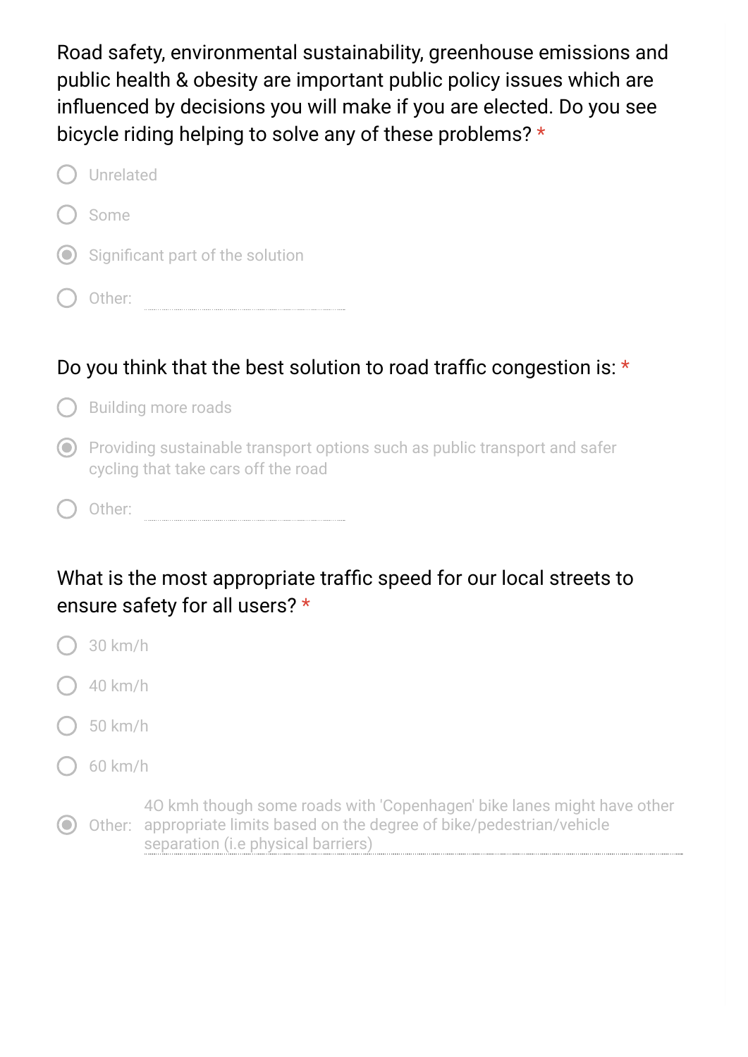Road safety, environmental sustainability, greenhouse emissions and public health & obesity are important public policy issues which are influenced by decisions you will make if you are elected. Do you see bicycle riding helping to solve any of these problems? *

- ○ Unrelated
- ○ Some
- ◉ Significant part of the solution
- ○ Other:

Do you think that the best solution to road traffic congestion is: *

- ○ Building more roads
- ◉ Providing sustainable transport options such as public transport and safer cycling that take cars off the road
- ○ Other:

What is the most appropriate traffic speed for our local streets to ensure safety for all users? *

- ○ 30 km/h
- ○ 40 km/h
- ○ 50 km/h
- ○ 60 km/h
- ◉ Other: 40 kmh though some roads with 'Copenhagen' bike lanes might have other appropriate limits based on the degree of bike/pedestrian/vehicle separation (i.e physical barriers)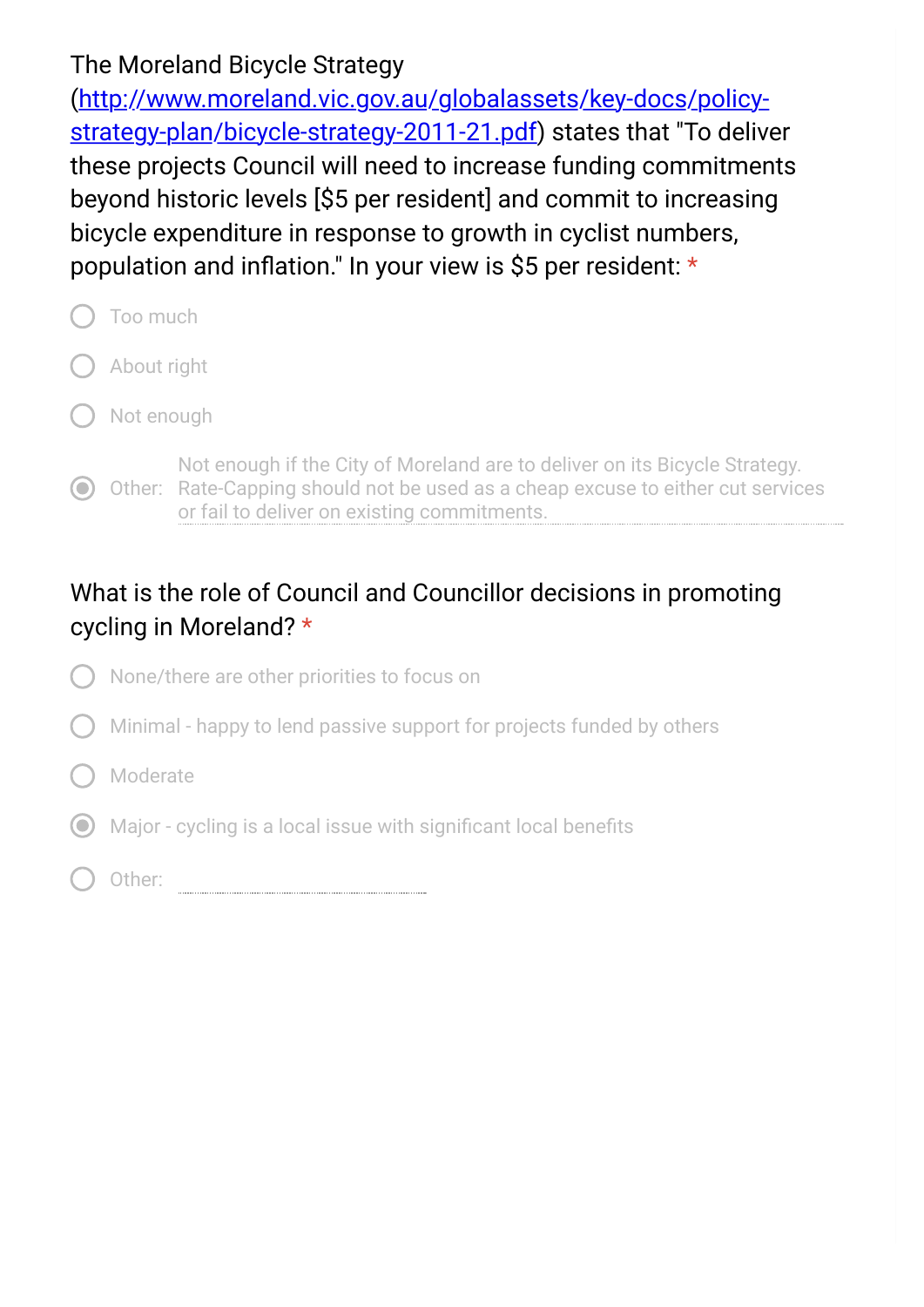The Moreland Bicycle Strategy (http://www.moreland.vic.gov.au/globalassets/key-docs/policy-strategy-plan/bicycle-strategy-2011-21.pdf) states that "To deliver these projects Council will need to increase funding commitments beyond historic levels [$5 per resident] and commit to increasing bicycle expenditure in response to growth in cyclist numbers, population and inflation." In your view is $5 per resident: *

- ○ Too much
- ○ About right
- ○ Not enough
- ◉ Other: Not enough if the City of Moreland are to deliver on its Bicycle Strategy. Rate-Capping should not be used as a cheap excuse to either cut services or fail to deliver on existing commitments.

What is the role of Council and Councillor decisions in promoting cycling in Moreland? *

- ○ None/there are other priorities to focus on
- ○ Minimal - happy to lend passive support for projects funded by others
- ○ Moderate
- ◉ Major - cycling is a local issue with significant local benefits
- ○ Other: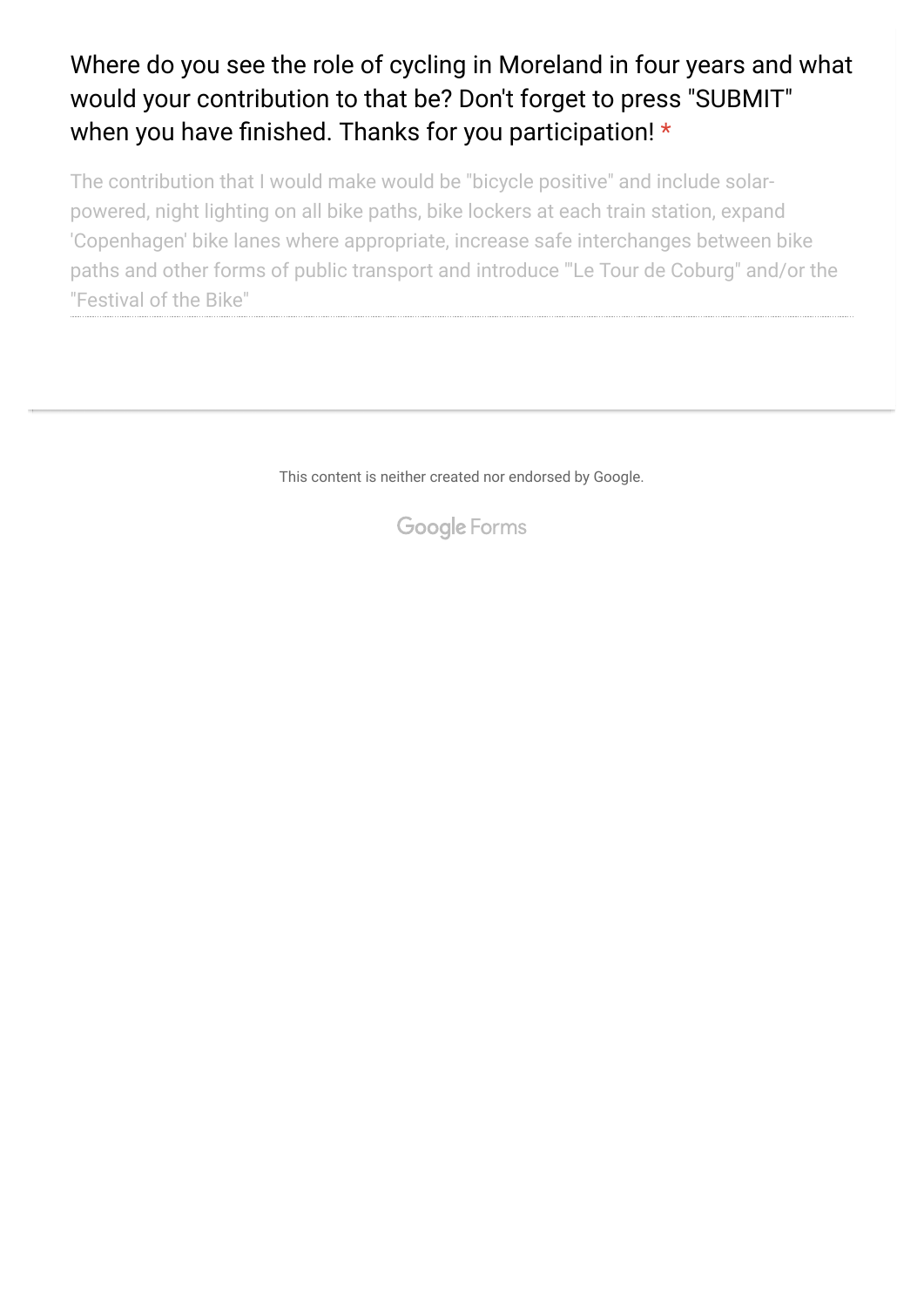Where do you see the role of cycling in Moreland in four years and what would your contribution to that be? Don't forget to press "SUBMIT" when you have finished. Thanks for you participation! *

The contribution that I would make would be "bicycle positive" and include solar-powered, night lighting on all bike paths, bike lockers at each train station, expand 'Copenhagen' bike lanes where appropriate, increase safe interchanges between bike paths and other forms of public transport and introduce "'Le Tour de Coburg" and/or the "Festival of the Bike"

This content is neither created nor endorsed by Google.

Google Forms